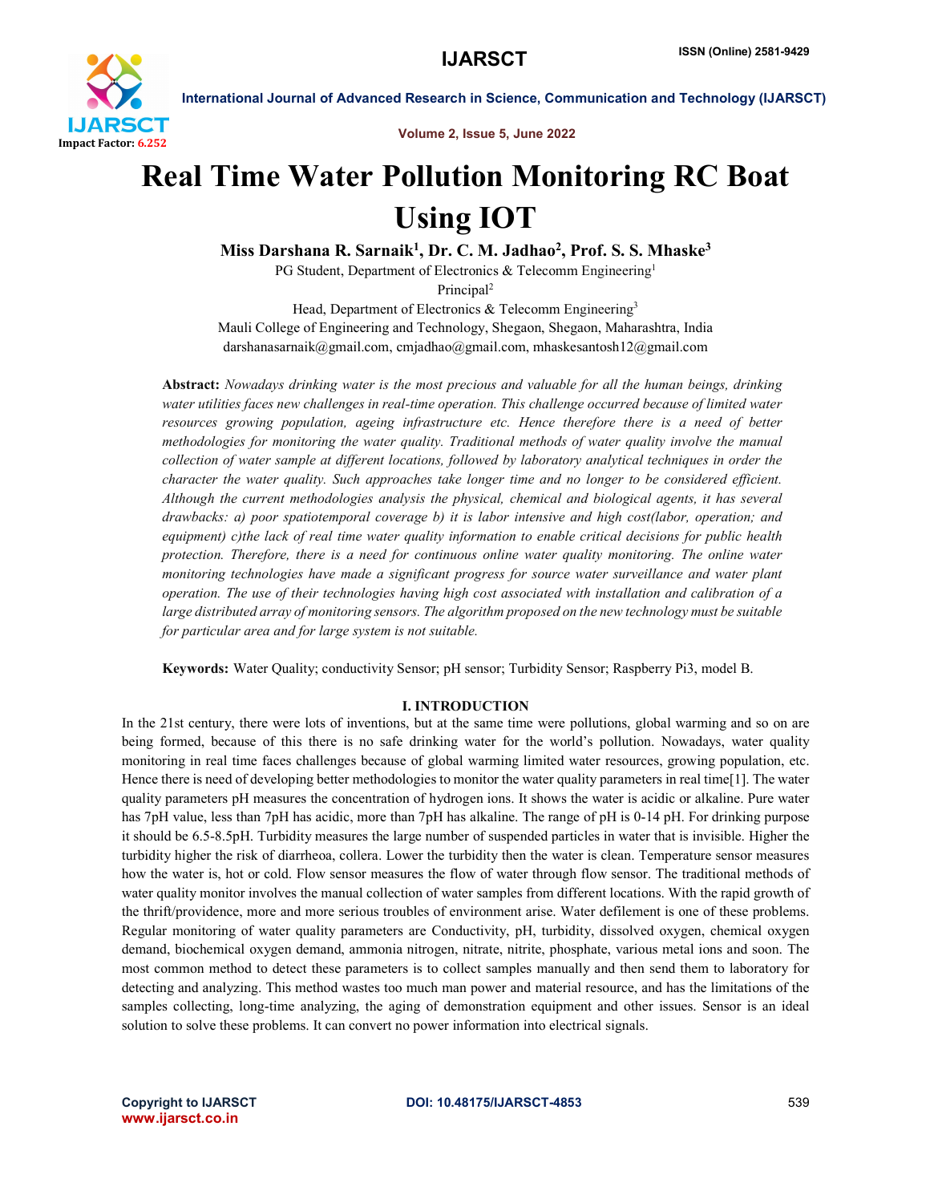# Real Time Water Pollution Monitoring RC Boat Using IOT

**Miss Darshana R. Sarnaik[1], Dr. C. M. Jadhao[2], Prof. S. S. Mhaske[3]**

PG Student, Department of Electronics & Telecomm Engineering[1]

Principal[2]

Head, Department of Electronics & Telecomm Engineering[3]

Mauli College of Engineering and Technology, Shegaon, Shegaon, Maharashtra, India

darshanasarnaik@gmail.com, cmjadhao@gmail.com, mhaskesantosh12@gmail.com

**Abstract:** *Nowadays drinking water is the most precious and valuable for all the human beings, drinking water utilities faces new challenges in real-time operation. This challenge occurred because of limited water resources growing population, ageing infrastructure etc. Hence therefore there is a need of better methodologies for monitoring the water quality. Traditional methods of water quality involve the manual collection of water sample at different locations, followed by laboratory analytical techniques in order the character the water quality. Such approaches take longer time and no longer to be considered efficient. Although the current methodologies analysis the physical, chemical and biological agents, it has several drawbacks: a) poor spatiotemporal coverage b) it is labor intensive and high cost(labor, operation; and equipment) c)the lack of real time water quality information to enable critical decisions for public health protection. Therefore, there is a need for continuous online water quality monitoring. The online water monitoring technologies have made a significant progress for source water surveillance and water plant operation. The use of their technologies having high cost associated with installation and calibration of a large distributed array of monitoring sensors. The algorithm proposed on the new technology must be suitable for particular area and for large system is not suitable.*

**Keywords:** Water Quality; conductivity Sensor; pH sensor; Turbidity Sensor; Raspberry Pi3, model B.

## I. INTRODUCTION

In the 21st century, there were lots of inventions, but at the same time there were pollutions, global warming and so on are being formed, because of this there is no safe drinking water for the world's pollution. Nowadays, water quality monitoring in real time faces challenges because of global warming limited water resources, growing population, etc. Hence there is need of developing better methodologies to monitor the water quality parameters in real time[1]. The water quality parameters pH measures the concentration of hydrogen ions. It shows the water is acidic or alkaline. Pure water has 7pH value, less than 7pH has acidic, more than 7pH has alkaline. The range of pH is 0-14 pH. For drinking purpose it should be 6.5-8.5pH. Turbidity measures the large number of suspended particles in water that is invisible. Higher the turbidity higher the risk of diarrheoa, collera. Lower the turbidity then the water is clean. Temperature sensor measures how the water is, hot or cold. Flow sensor measures the flow of water through flow sensor. The traditional methods of water quality monitor involves the manual collection of water samples from different locations. With the rapid growth of the thrift/providence, more and more serious troubles of environment arise. Water defilement is one of these problems. Regular monitoring of water quality parameters are Conductivity, pH, turbidity, dissolved oxygen, chemical oxygen demand, biochemical oxygen demand, ammonia nitrogen, nitrate, nitrite, phosphate, various metal ions and soon. The most common method to detect these parameters is to collect samples manually and then send them to laboratory for detecting and analyzing. This method wastes too much man power and material resource, and has the limitations of the samples collecting, long-time analyzing, the aging of demonstration equipment and other issues. Sensor is an ideal solution to solve these problems. It can convert no power information into electrical signals.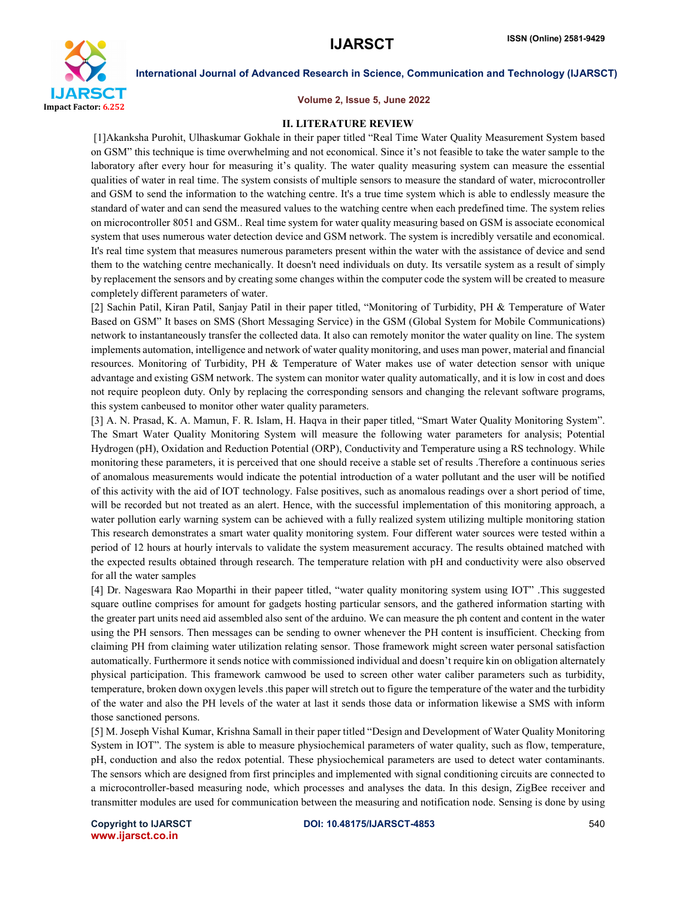## II. LITERATURE REVIEW

[1]Akanksha Purohit, Ulhaskumar Gokhale in their paper titled "Real Time Water Quality Measurement System based on GSM" this technique is time overwhelming and not economical. Since it's not feasible to take the water sample to the laboratory after every hour for measuring it's quality. The water quality measuring system can measure the essential qualities of water in real time. The system consists of multiple sensors to measure the standard of water, microcontroller and GSM to send the information to the watching centre. It's a true time system which is able to endlessly measure the standard of water and can send the measured values to the watching centre when each predefined time. The system relies on microcontroller 8051 and GSM.. Real time system for water quality measuring based on GSM is associate economical system that uses numerous water detection device and GSM network. The system is incredibly versatile and economical. It's real time system that measures numerous parameters present within the water with the assistance of device and send them to the watching centre mechanically. It doesn't need individuals on duty. Its versatile system as a result of simply by replacement the sensors and by creating some changes within the computer code the system will be created to measure completely different parameters of water.

[2] Sachin Patil, Kiran Patil, Sanjay Patil in their paper titled, "Monitoring of Turbidity, PH & Temperature of Water Based on GSM" It bases on SMS (Short Messaging Service) in the GSM (Global System for Mobile Communications) network to instantaneously transfer the collected data. It also can remotely monitor the water quality on line. The system implements automation, intelligence and network of water quality monitoring, and uses man power, material and financial resources. Monitoring of Turbidity, PH & Temperature of Water makes use of water detection sensor with unique advantage and existing GSM network. The system can monitor water quality automatically, and it is low in cost and does not require peopleon duty. Only by replacing the corresponding sensors and changing the relevant software programs, this system canbeused to monitor other water quality parameters.

[3] A. N. Prasad, K. A. Mamun, F. R. Islam, H. Haqva in their paper titled, "Smart Water Quality Monitoring System". The Smart Water Quality Monitoring System will measure the following water parameters for analysis; Potential Hydrogen (pH), Oxidation and Reduction Potential (ORP), Conductivity and Temperature using a RS technology. While monitoring these parameters, it is perceived that one should receive a stable set of results .Therefore a continuous series of anomalous measurements would indicate the potential introduction of a water pollutant and the user will be notified of this activity with the aid of IOT technology. False positives, such as anomalous readings over a short period of time, will be recorded but not treated as an alert. Hence, with the successful implementation of this monitoring approach, a water pollution early warning system can be achieved with a fully realized system utilizing multiple monitoring station This research demonstrates a smart water quality monitoring system. Four different water sources were tested within a period of 12 hours at hourly intervals to validate the system measurement accuracy. The results obtained matched with the expected results obtained through research. The temperature relation with pH and conductivity were also observed for all the water samples

[4] Dr. Nageswara Rao Moparthi in their papeer titled, "water quality monitoring system using IOT" .This suggested square outline comprises for amount for gadgets hosting particular sensors, and the gathered information starting with the greater part units need aid assembled also sent of the arduino. We can measure the ph content and content in the water using the PH sensors. Then messages can be sending to owner whenever the PH content is insufficient. Checking from claiming PH from claiming water utilization relating sensor. Those framework might screen water personal satisfaction automatically. Furthermore it sends notice with commissioned individual and doesn't require kin on obligation alternately physical participation. This framework camwood be used to screen other water caliber parameters such as turbidity, temperature, broken down oxygen levels .this paper will stretch out to figure the temperature of the water and the turbidity of the water and also the PH levels of the water at last it sends those data or information likewise a SMS with inform those sanctioned persons.

[5] M. Joseph Vishal Kumar, Krishna Samall in their paper titled "Design and Development of Water Quality Monitoring System in IOT". The system is able to measure physiochemical parameters of water quality, such as flow, temperature, pH, conduction and also the redox potential. These physiochemical parameters are used to detect water contaminants. The sensors which are designed from first principles and implemented with signal conditioning circuits are connected to a microcontroller-based measuring node, which processes and analyses the data. In this design, ZigBee receiver and transmitter modules are used for communication between the measuring and notification node. Sensing is done by using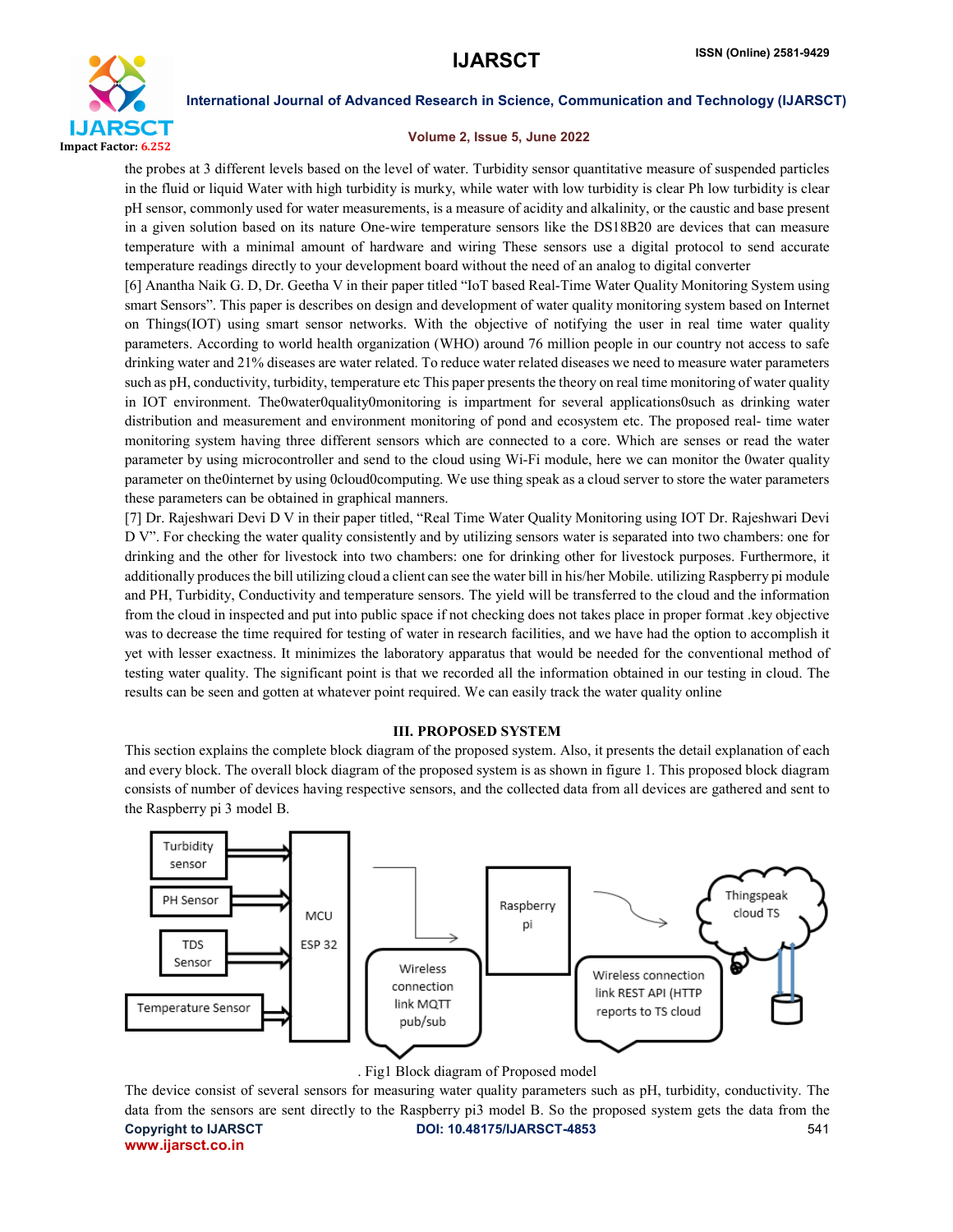the probes at 3 different levels based on the level of water. Turbidity sensor quantitative measure of suspended particles in the fluid or liquid Water with high turbidity is murky, while water with low turbidity is clear Ph low turbidity is clear pH sensor, commonly used for water measurements, is a measure of acidity and alkalinity, or the caustic and base present in a given solution based on its nature One-wire temperature sensors like the DS18B20 are devices that can measure temperature with a minimal amount of hardware and wiring These sensors use a digital protocol to send accurate temperature readings directly to your development board without the need of an analog to digital converter

[6] Anantha Naik G. D, Dr. Geetha V in their paper titled "IoT based Real-Time Water Quality Monitoring System using smart Sensors". This paper is describes on design and development of water quality monitoring system based on Internet on Things(IOT) using smart sensor networks. With the objective of notifying the user in real time water quality parameters. According to world health organization (WHO) around 76 million people in our country not access to safe drinking water and 21% diseases are water related. To reduce water related diseases we need to measure water parameters such as pH, conductivity, turbidity, temperature etc This paper presents the theory on real time monitoring of water quality in IOT environment. The0water0quality0monitoring is impartment for several applications0such as drinking water distribution and measurement and environment monitoring of pond and ecosystem etc. The proposed real- time water monitoring system having three different sensors which are connected to a core. Which are senses or read the water parameter by using microcontroller and send to the cloud using Wi-Fi module, here we can monitor the 0water quality parameter on the0internet by using 0cloud0computing. We use thing speak as a cloud server to store the water parameters these parameters can be obtained in graphical manners.

[7] Dr. Rajeshwari Devi D V in their paper titled, "Real Time Water Quality Monitoring using IOT Dr. Rajeshwari Devi D V". For checking the water quality consistently and by utilizing sensors water is separated into two chambers: one for drinking and the other for livestock into two chambers: one for drinking other for livestock purposes. Furthermore, it additionally produces the bill utilizing cloud a client can see the water bill in his/her Mobile. utilizing Raspberry pi module and PH, Turbidity, Conductivity and temperature sensors. The yield will be transferred to the cloud and the information from the cloud in inspected and put into public space if not checking does not takes place in proper format .key objective was to decrease the time required for testing of water in research facilities, and we have had the option to accomplish it yet with lesser exactness. It minimizes the laboratory apparatus that would be needed for the conventional method of testing water quality. The significant point is that we recorded all the information obtained in our testing in cloud. The results can be seen and gotten at whatever point required. We can easily track the water quality online

## III. PROPOSED SYSTEM

This section explains the complete block diagram of the proposed system. Also, it presents the detail explanation of each and every block. The overall block diagram of the proposed system is as shown in figure 1. This proposed block diagram consists of number of devices having respective sensors, and the collected data from all devices are gathered and sent to the Raspberry pi 3 model B.

Turbidity sensor, PH Sensor, TDS Sensor, Temperature Sensor → MCU ESP 32 → Wireless connection link MQTT pub/sub → Raspberry pi → Wireless connection link REST API (HTTP reports to TS cloud → Thingspeak cloud TS

. Fig1 Block diagram of Proposed model

The device consist of several sensors for measuring water quality parameters such as pH, turbidity, conductivity. The data from the sensors are sent directly to the Raspberry pi3 model B. So the proposed system gets the data from the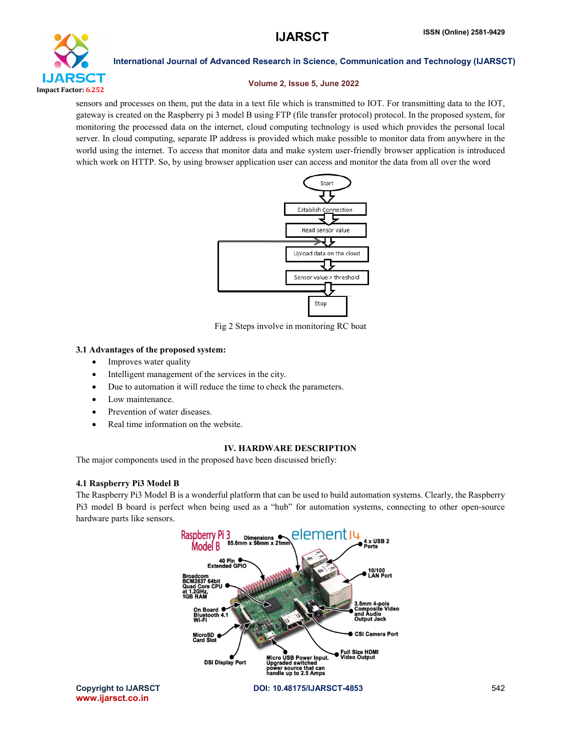sensors and processes on them, put the data in a text file which is transmitted to IOT. For transmitting data to the IOT, gateway is created on the Raspberry pi 3 model B using FTP (file transfer protocol) protocol. In the proposed system, for monitoring the processed data on the internet, cloud computing technology is used which provides the personal local server. In cloud computing, separate IP address is provided which make possible to monitor data from anywhere in the world using the internet. To access that monitor data and make system user-friendly browser application is introduced which work on HTTP. So, by using browser application user can access and monitor the data from all over the word

Fig 2 Steps involve in monitoring RC boat

### 3.1 Advantages of the proposed system:

- Improves water quality
- Intelligent management of the services in the city.
- Due to automation it will reduce the time to check the parameters.
- Low maintenance.
- Prevention of water diseases.
- Real time information on the website.

## IV. HARDWARE DESCRIPTION

The major components used in the proposed have been discussed briefly:

### 4.1 Raspberry Pi3 Model B

The Raspberry Pi3 Model B is a wonderful platform that can be used to build automation systems. Clearly, the Raspberry Pi3 model B board is perfect when being used as a "hub" for automation systems, connecting to other open-source hardware parts like sensors.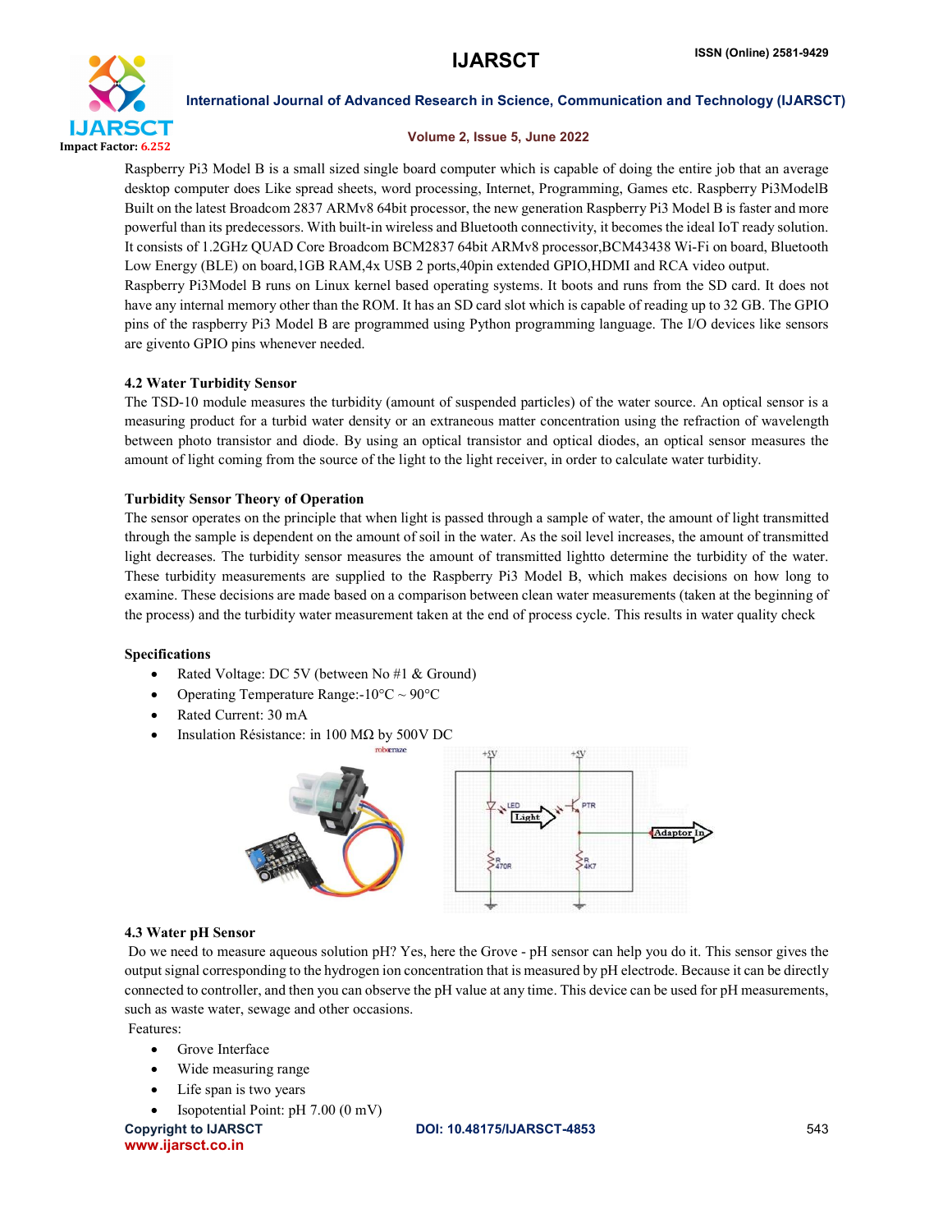Raspberry Pi3 Model B is a small sized single board computer which is capable of doing the entire job that an average desktop computer does Like spread sheets, word processing, Internet, Programming, Games etc. Raspberry Pi3ModelB Built on the latest Broadcom 2837 ARMv8 64bit processor, the new generation Raspberry Pi3 Model B is faster and more powerful than its predecessors. With built-in wireless and Bluetooth connectivity, it becomes the ideal IoT ready solution. It consists of 1.2GHz QUAD Core Broadcom BCM2837 64bit ARMv8 processor,BCM43438 Wi-Fi on board, Bluetooth Low Energy (BLE) on board,1GB RAM,4x USB 2 ports,40pin extended GPIO,HDMI and RCA video output.

Raspberry Pi3Model B runs on Linux kernel based operating systems. It boots and runs from the SD card. It does not have any internal memory other than the ROM. It has an SD card slot which is capable of reading up to 32 GB. The GPIO pins of the raspberry Pi3 Model B are programmed using Python programming language. The I/O devices like sensors are givento GPIO pins whenever needed.

### 4.2 Water Turbidity Sensor

The TSD-10 module measures the turbidity (amount of suspended particles) of the water source. An optical sensor is a measuring product for a turbid water density or an extraneous matter concentration using the refraction of wavelength between photo transistor and diode. By using an optical transistor and optical diodes, an optical sensor measures the amount of light coming from the source of the light to the light receiver, in order to calculate water turbidity.

**Turbidity Sensor Theory of Operation**

The sensor operates on the principle that when light is passed through a sample of water, the amount of light transmitted through the sample is dependent on the amount of soil in the water. As the soil level increases, the amount of transmitted light decreases. The turbidity sensor measures the amount of transmitted lightto determine the turbidity of the water. These turbidity measurements are supplied to the Raspberry Pi3 Model B, which makes decisions on how long to examine. These decisions are made based on a comparison between clean water measurements (taken at the beginning of the process) and the turbidity water measurement taken at the end of process cycle. This results in water quality check

**Specifications**

- Rated Voltage: DC 5V (between No #1 & Ground)
- Operating Temperature Range:-10°C ~ 90°C
- Rated Current: 30 mA
- Insulation Résistance: in 100 MΩ by 500V DC

### 4.3 Water pH Sensor

Do we need to measure aqueous solution pH? Yes, here the Grove - pH sensor can help you do it. This sensor gives the output signal corresponding to the hydrogen ion concentration that is measured by pH electrode. Because it can be directly connected to controller, and then you can observe the pH value at any time. This device can be used for pH measurements, such as waste water, sewage and other occasions.

Features:

- Grove Interface
- Wide measuring range
- Life span is two years
- Isopotential Point: pH 7.00 (0 mV)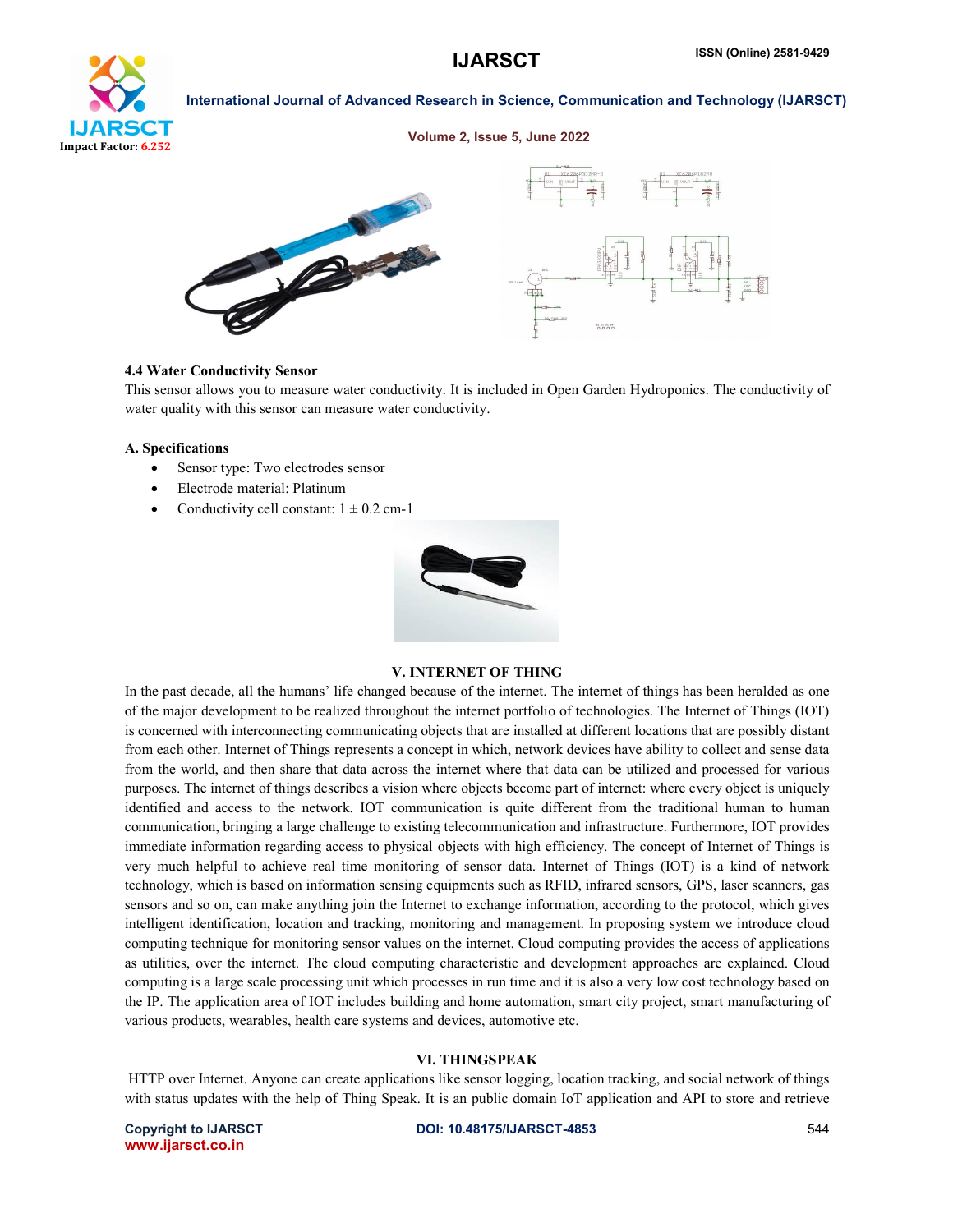### 4.4 Water Conductivity Sensor

This sensor allows you to measure water conductivity. It is included in Open Garden Hydroponics. The conductivity of water quality with this sensor can measure water conductivity.

#### A. Specifications

- Sensor type: Two electrodes sensor
- Electrode material: Platinum
- Conductivity cell constant: 1 ± 0.2 cm-1

## V. INTERNET OF THING

In the past decade, all the humans' life changed because of the internet. The internet of things has been heralded as one of the major development to be realized throughout the internet portfolio of technologies. The Internet of Things (IOT) is concerned with interconnecting communicating objects that are installed at different locations that are possibly distant from each other. Internet of Things represents a concept in which, network devices have ability to collect and sense data from the world, and then share that data across the internet where that data can be utilized and processed for various purposes. The internet of things describes a vision where objects become part of internet: where every object is uniquely identified and access to the network. IOT communication is quite different from the traditional human to human communication, bringing a large challenge to existing telecommunication and infrastructure. Furthermore, IOT provides immediate information regarding access to physical objects with high efficiency. The concept of Internet of Things is very much helpful to achieve real time monitoring of sensor data. Internet of Things (IOT) is a kind of network technology, which is based on information sensing equipments such as RFID, infrared sensors, GPS, laser scanners, gas sensors and so on, can make anything join the Internet to exchange information, according to the protocol, which gives intelligent identification, location and tracking, monitoring and management. In proposing system we introduce cloud computing technique for monitoring sensor values on the internet. Cloud computing provides the access of applications as utilities, over the internet. The cloud computing characteristic and development approaches are explained. Cloud computing is a large scale processing unit which processes in run time and it is also a very low cost technology based on the IP. The application area of IOT includes building and home automation, smart city project, smart manufacturing of various products, wearables, health care systems and devices, automotive etc.

## VI. THINGSPEAK

HTTP over Internet. Anyone can create applications like sensor logging, location tracking, and social network of things with status updates with the help of Thing Speak. It is an public domain IoT application and API to store and retrieve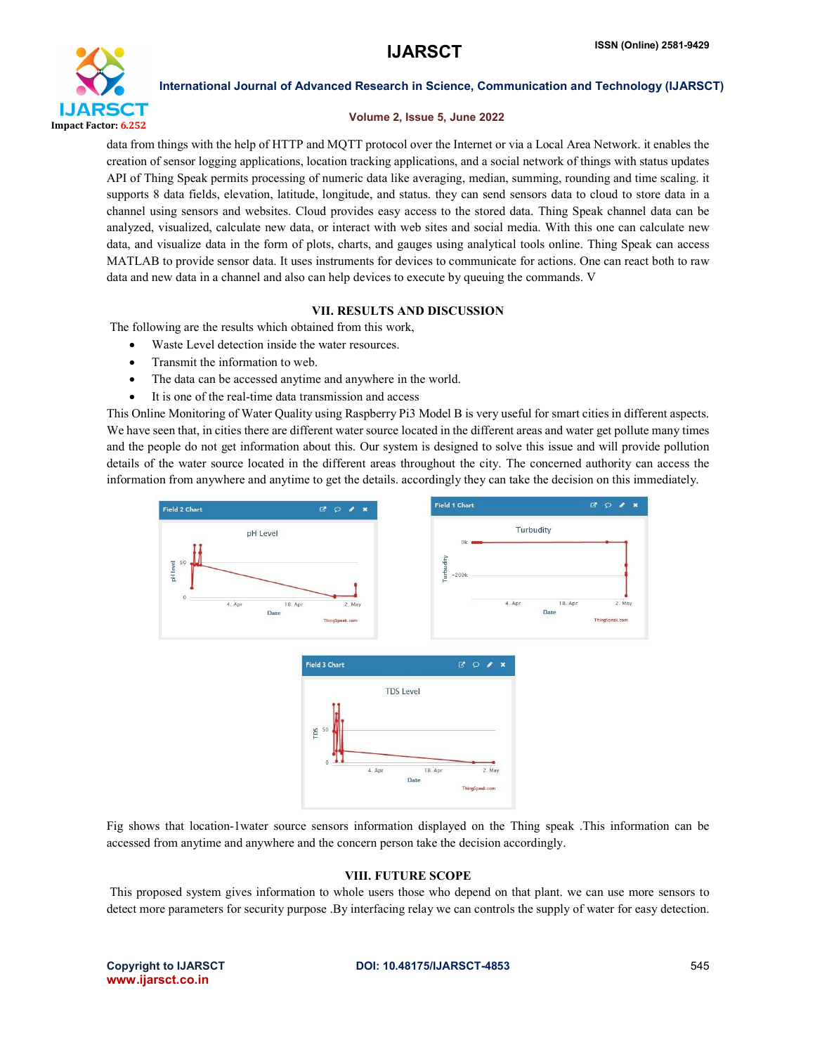data from things with the help of HTTP and MQTT protocol over the Internet or via a Local Area Network. it enables the creation of sensor logging applications, location tracking applications, and a social network of things with status updates API of Thing Speak permits processing of numeric data like averaging, median, summing, rounding and time scaling. it supports 8 data fields, elevation, latitude, longitude, and status. they can send sensors data to cloud to store data in a channel using sensors and websites. Cloud provides easy access to the stored data. Thing Speak channel data can be analyzed, visualized, calculate new data, or interact with web sites and social media. With this one can calculate new data, and visualize data in the form of plots, charts, and gauges using analytical tools online. Thing Speak can access MATLAB to provide sensor data. It uses instruments for devices to communicate for actions. One can react both to raw data and new data in a channel and also can help devices to execute by queuing the commands. V

## VII. RESULTS AND DISCUSSION

The following are the results which obtained from this work,

- Waste Level detection inside the water resources.
- Transmit the information to web.
- The data can be accessed anytime and anywhere in the world.
- It is one of the real-time data transmission and access

This Online Monitoring of Water Quality using Raspberry Pi3 Model B is very useful for smart cities in different aspects. We have seen that, in cities there are different water source located in the different areas and water get pollute many times and the people do not get information about this. Our system is designed to solve this issue and will provide pollution details of the water source located in the different areas throughout the city. The concerned authority can access the information from anywhere and anytime to get the details. accordingly they can take the decision on this immediately.

Fig shows that location-1water source sensors information displayed on the Thing speak .This information can be accessed from anytime and anywhere and the concern person take the decision accordingly.

## VIII. FUTURE SCOPE

This proposed system gives information to whole users those who depend on that plant. we can use more sensors to detect more parameters for security purpose .By interfacing relay we can controls the supply of water for easy detection.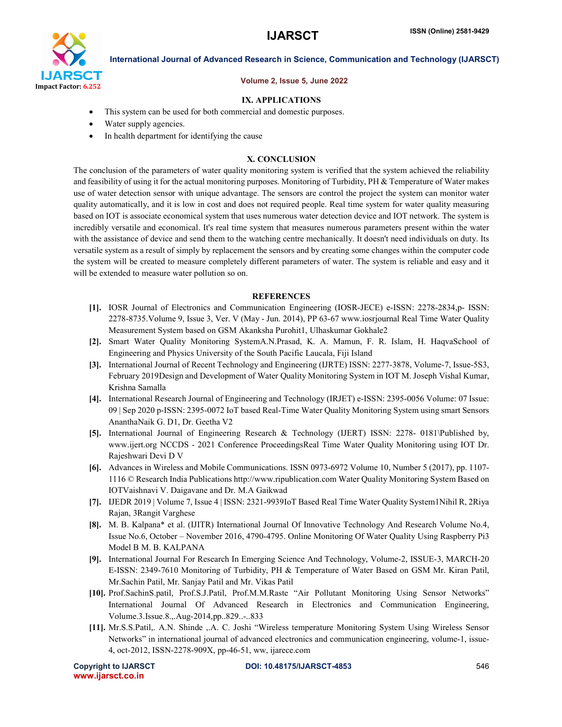## IX. APPLICATIONS

- This system can be used for both commercial and domestic purposes.
- Water supply agencies.
- In health department for identifying the cause

## X. CONCLUSION

The conclusion of the parameters of water quality monitoring system is verified that the system achieved the reliability and feasibility of using it for the actual monitoring purposes. Monitoring of Turbidity, PH & Temperature of Water makes use of water detection sensor with unique advantage. The sensors are control the project the system can monitor water quality automatically, and it is low in cost and does not required people. Real time system for water quality measuring based on IOT is associate economical system that uses numerous water detection device and IOT network. The system is incredibly versatile and economical. It's real time system that measures numerous parameters present within the water with the assistance of device and send them to the watching centre mechanically. It doesn't need individuals on duty. Its versatile system as a result of simply by replacement the sensors and by creating some changes within the computer code the system will be created to measure completely different parameters of water. The system is reliable and easy and it will be extended to measure water pollution so on.

## REFERENCES

[1]. IOSR Journal of Electronics and Communication Engineering (IOSR-JECE) e-ISSN: 2278-2834,p- ISSN: 2278-8735.Volume 9, Issue 3, Ver. V (May - Jun. 2014), PP 63-67 www.iosrjournal Real Time Water Quality Measurement System based on GSM Akanksha Purohit1, Ulhaskumar Gokhale2

[2]. Smart Water Quality Monitoring SystemA.N.Prasad, K. A. Mamun, F. R. Islam, H. HaqvaSchool of Engineering and Physics University of the South Pacific Laucala, Fiji Island

[3]. International Journal of Recent Technology and Engineering (IJRTE) ISSN: 2277-3878, Volume-7, Issue-5S3, February 2019Design and Development of Water Quality Monitoring System in IOT M. Joseph Vishal Kumar, Krishna Samalla

[4]. International Research Journal of Engineering and Technology (IRJET) e-ISSN: 2395-0056 Volume: 07 Issue: 09 | Sep 2020 p-ISSN: 2395-0072 IoT based Real-Time Water Quality Monitoring System using smart Sensors AnanthaNaik G. D1, Dr. Geetha V2

[5]. International Journal of Engineering Research & Technology (IJERT) ISSN: 2278- 0181\Published by, www.ijert.org NCCDS - 2021 Conference ProceedingsReal Time Water Quality Monitoring using IOT Dr. Rajeshwari Devi D V

[6]. Advances in Wireless and Mobile Communications. ISSN 0973-6972 Volume 10, Number 5 (2017), pp. 1107-1116 © Research India Publications http://www.ripublication.com Water Quality Monitoring System Based on IOTVaishnavi V. Daigavane and Dr. M.A Gaikwad

[7]. IJEDR 2019 | Volume 7, Issue 4 | ISSN: 2321-9939IoT Based Real Time Water Quality System1Nihil R, 2Riya Rajan, 3Rangit Varghese

[8]. M. B. Kalpana* et al. (IJITR) International Journal Of Innovative Technology And Research Volume No.4, Issue No.6, October – November 2016, 4790-4795. Online Monitoring Of Water Quality Using Raspberry Pi3 Model B M. B. KALPANA

[9]. International Journal For Research In Emerging Science And Technology, Volume-2, ISSUE-3, MARCH-20 E-ISSN: 2349-7610 Monitoring of Turbidity, PH & Temperature of Water Based on GSM Mr. Kiran Patil, Mr.Sachin Patil, Mr. Sanjay Patil and Mr. Vikas Patil

[10]. Prof.SachinS.patil, Prof.S.J.Patil, Prof.M.M.Raste "Air Pollutant Monitoring Using Sensor Networks" International Journal Of Advanced Research in Electronics and Communication Engineering, Volume.3.Issue.8.,.Aug-2014,pp..829..-..833

[11]. Mr.S.S.Patil,. A.N. Shinde ,.A. C. Joshi "Wireless temperature Monitoring System Using Wireless Sensor Networks" in international journal of advanced electronics and communication engineering, volume-1, issue-4, oct-2012, ISSN-2278-909X, pp-46-51, ww, ijarece.com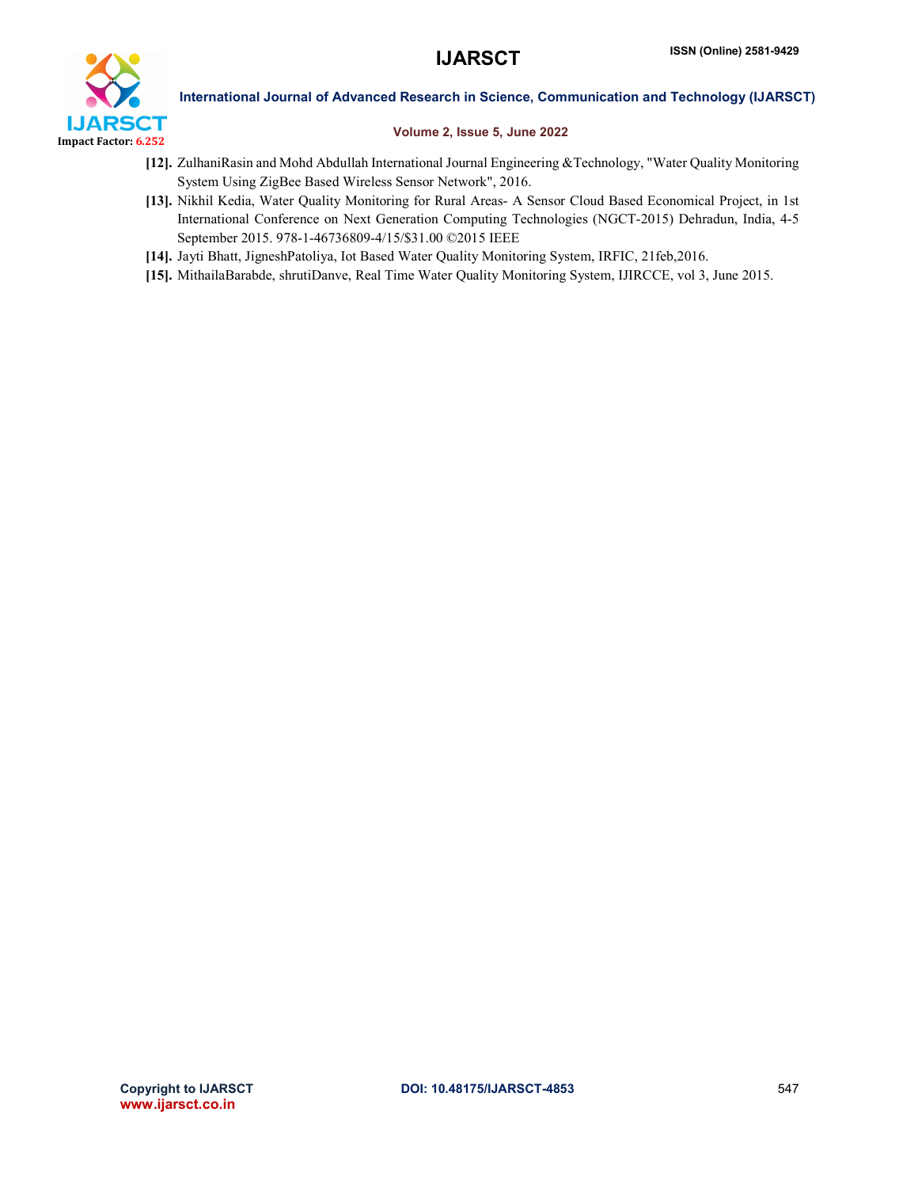[12]. ZulhaniRasin and Mohd Abdullah International Journal Engineering &Technology, "Water Quality Monitoring System Using ZigBee Based Wireless Sensor Network", 2016.

[13]. Nikhil Kedia, Water Quality Monitoring for Rural Areas- A Sensor Cloud Based Economical Project, in 1st International Conference on Next Generation Computing Technologies (NGCT-2015) Dehradun, India, 4-5 September 2015. 978-1-46736809-4/15/$31.00 ©2015 IEEE

[14]. Jayti Bhatt, JigneshPatoliya, Iot Based Water Quality Monitoring System, IRFIC, 21feb,2016.

[15]. MithailaBarabde, shrutiDanve, Real Time Water Quality Monitoring System, IJIRCCE, vol 3, June 2015.